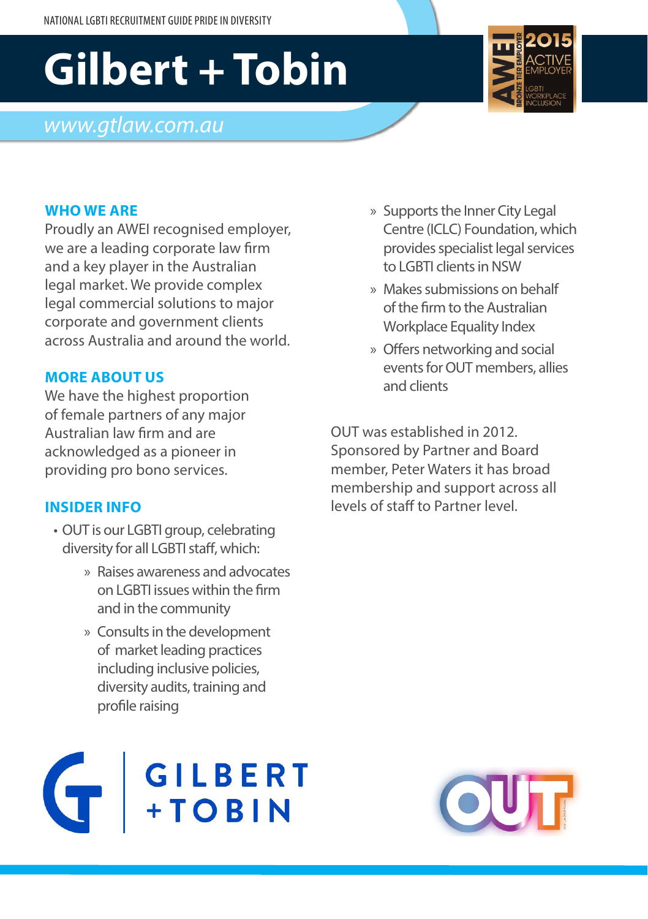# Gilbert + Tobin

www.gtlaw.com.au

## WHO WE ARE

Proudly an AWEI recognised employer, we are a leading corporate law firm and a key player in the Australian legal market. We provide complex legal commercial solutions to major corporate and government clients across Australia and around the world.

## MORE ABOUT US

We have the highest proportion of female partners of any major Australian law firm and are acknowledged as a pioneer in providing pro bono services.

## INSIDER INFO

- OUT is our LGBTI group, celebrating diversity for all LGBTI staff, which:
  - Raises awareness and advocates on LGBTI issues within the firm and in the community
  - Consults in the development of market leading practices including inclusive policies, diversity audits, training and profile raising
  - Supports the Inner City Legal Centre (ICLC) Foundation, which provides specialist legal services to LGBTI clients in NSW
  - Makes submissions on behalf of the firm to the Australian Workplace Equality Index
  - Offers networking and social events for OUT members, allies and clients

OUT was established in 2012. Sponsored by Partner and Board member, Peter Waters it has broad membership and support across all levels of staff to Partner level.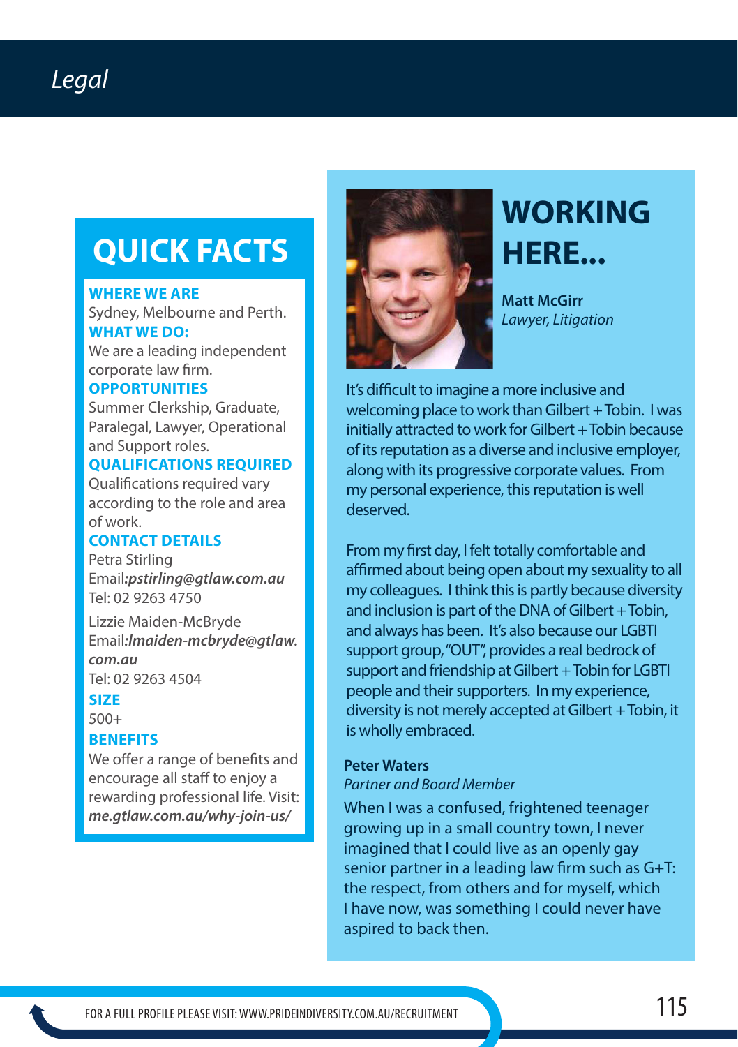# Legal

## QUICK FACTS

**WHERE WE ARE**
Sydney, Melbourne and Perth.

**WHAT WE DO:**
We are a leading independent corporate law firm.

**OPPORTUNITIES**
Summer Clerkship, Graduate, Paralegal, Lawyer, Operational and Support roles.

**QUALIFICATIONS REQUIRED**
Qualifications required vary according to the role and area of work.

**CONTACT DETAILS**
Petra Stirling
Email:***pstirling@gtlaw.com.au***
Tel: 02 9263 4750

Lizzie Maiden-McBryde
Email:***lmaiden-mcbryde@gtlaw.com.au***
Tel: 02 9263 4504

**SIZE**
500+

**BENEFITS**
We offer a range of benefits and encourage all staff to enjoy a rewarding professional life. Visit: ***me.gtlaw.com.au/why-join-us/***

## WORKING HERE...

**Matt McGirr**
*Lawyer, Litigation*

It's difficult to imagine a more inclusive and welcoming place to work than Gilbert + Tobin. I was initially attracted to work for Gilbert + Tobin because of its reputation as a diverse and inclusive employer, along with its progressive corporate values. From my personal experience, this reputation is well deserved.

From my first day, I felt totally comfortable and affirmed about being open about my sexuality to all my colleagues. I think this is partly because diversity and inclusion is part of the DNA of Gilbert + Tobin, and always has been. It's also because our LGBTI support group, "OUT", provides a real bedrock of support and friendship at Gilbert + Tobin for LGBTI people and their supporters. In my experience, diversity is not merely accepted at Gilbert + Tobin, it is wholly embraced.

**Peter Waters**
*Partner and Board Member*

When I was a confused, frightened teenager growing up in a small country town, I never imagined that I could live as an openly gay senior partner in a leading law firm such as G+T: the respect, from others and for myself, which I have now, was something I could never have aspired to back then.

FOR A FULL PROFILE PLEASE VISIT: WWW.PRIDEINDIVERSITY.COM.AU/RECRUITMENT